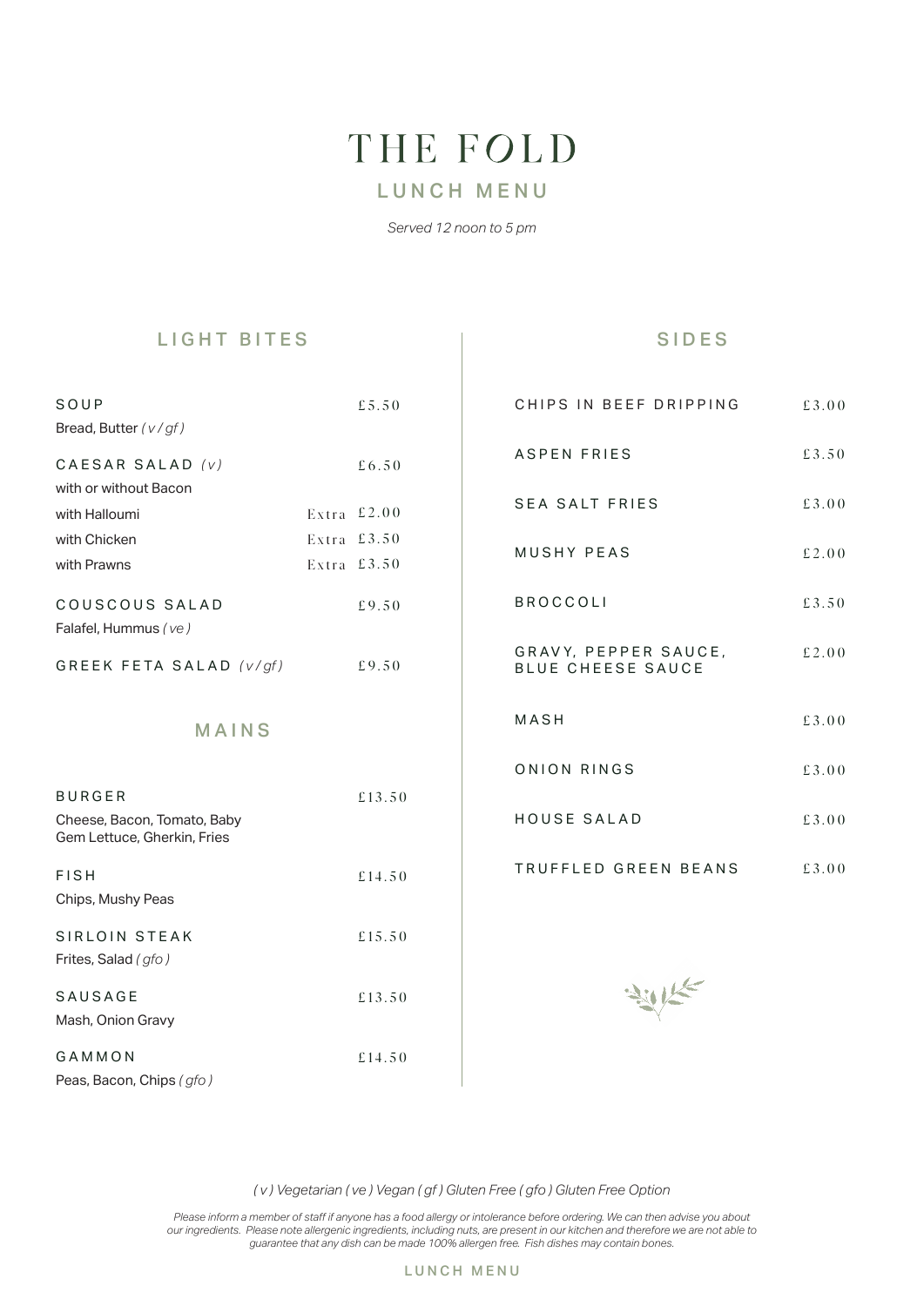# THE FOLD

## LUNCH MENU

*Served 12 noon to 5 pm*

### LIGHT BITES

**SOUP** — £5.50
Bread, Butter *( v / gf )*

**CAESAR SALAD** *(v)* — £6.50
with or without Bacon
with Halloumi — Extra £2.00
with Chicken — Extra £3.50
with Prawns — Extra £3.50

**COUSCOUS SALAD** — £9.50
Falafel, Hummus *( ve )*

**GREEK FETA SALAD** *(v/gf)* — £9.50

### MAINS

**BURGER** — £13.50
Cheese, Bacon, Tomato, Baby Gem Lettuce, Gherkin, Fries

**FISH** — £14.50
Chips, Mushy Peas

**SIRLOIN STEAK** — £15.50
Frites, Salad *( gfo )*

**SAUSAGE** — £13.50
Mash, Onion Gravy

**GAMMON** — £14.50
Peas, Bacon, Chips *( gfo )*

### SIDES

| Item | Price |
|---|---|
| CHIPS IN BEEF DRIPPING | £3.00 |
| ASPEN FRIES | £3.50 |
| SEA SALT FRIES | £3.00 |
| MUSHY PEAS | £2.00 |
| BROCCOLI | £3.50 |
| GRAVY, PEPPER SAUCE, BLUE CHEESE SAUCE | £2.00 |
| MASH | £3.00 |
| ONION RINGS | £3.00 |
| HOUSE SALAD | £3.00 |
| TRUFFLED GREEN BEANS | £3.00 |

*( v ) Vegetarian ( ve ) Vegan ( gf ) Gluten Free ( gfo ) Gluten Free Option*

*Please inform a member of staff if anyone has a food allergy or intolerance before ordering. We can then advise you about our ingredients. Please note allergenic ingredients, including nuts, are present in our kitchen and therefore we are not able to guarantee that any dish can be made 100% allergen free. Fish dishes may contain bones.*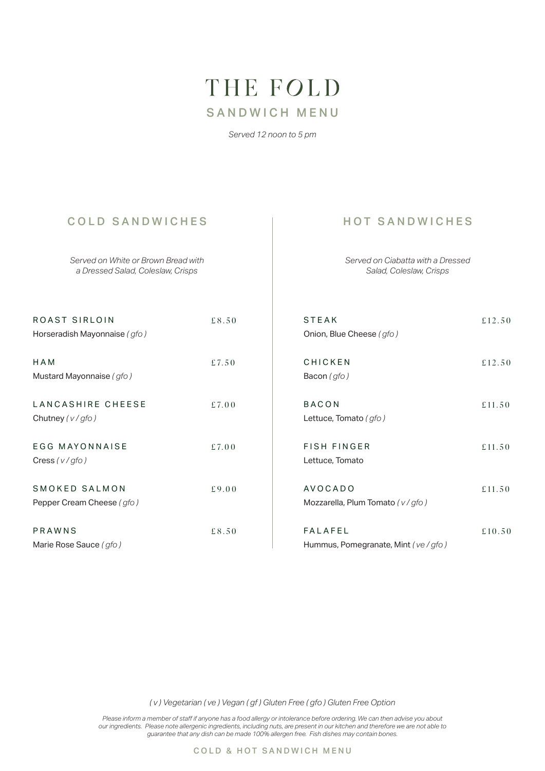# THE FOLD

## SANDWICH MENU

*Served 12 noon to 5 pm*

## COLD SANDWICHES

*Served on White or Brown Bread with a Dressed Salad, Coleslaw, Crisps*

| | |
|---|---|
| **ROAST SIRLOIN**<br>Horseradish Mayonnaise *( gfo )* | £8.50 |
| **HAM**<br>Mustard Mayonnaise *( gfo )* | £7.50 |
| **LANCASHIRE CHEESE**<br>Chutney *( v / gfo )* | £7.00 |
| **EGG MAYONNAISE**<br>Cress *( v / gfo )* | £7.00 |
| **SMOKED SALMON**<br>Pepper Cream Cheese *( gfo )* | £9.00 |
| **PRAWNS**<br>Marie Rose Sauce *( gfo )* | £8.50 |

## HOT SANDWICHES

*Served on Ciabatta with a Dressed Salad, Coleslaw, Crisps*

| | |
|---|---|
| **STEAK**<br>Onion, Blue Cheese *( gfo )* | £12.50 |
| **CHICKEN**<br>Bacon *( gfo )* | £12.50 |
| **BACON**<br>Lettuce, Tomato *( gfo )* | £11.50 |
| **FISH FINGER**<br>Lettuce, Tomato | £11.50 |
| **AVOCADO**<br>Mozzarella, Plum Tomato *( v / gfo )* | £11.50 |
| **FALAFEL**<br>Hummus, Pomegranate, Mint *( ve / gfo )* | £10.50 |

*( v ) Vegetarian ( ve ) Vegan ( gf ) Gluten Free ( gfo ) Gluten Free Option*

*Please inform a member of staff if anyone has a food allergy or intolerance before ordering. We can then advise you about our ingredients. Please note allergenic ingredients, including nuts, are present in our kitchen and therefore we are not able to guarantee that any dish can be made 100% allergen free. Fish dishes may contain bones.*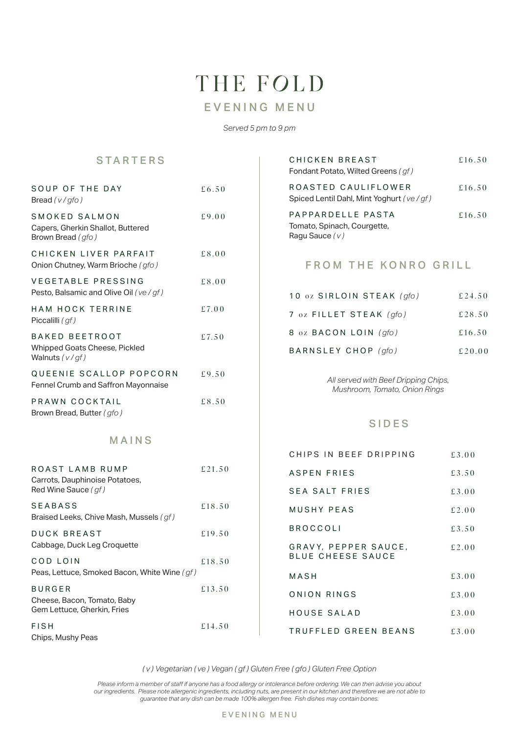# THE FOLD

## EVENING MENU

*Served 5 pm to 9 pm*

## STARTERS

**SOUP OF THE DAY** £6.50
Bread *( v / gfo )*

**SMOKED SALMON** £9.00
Capers, Gherkin Shallot, Buttered Brown Bread *( gfo )*

**CHICKEN LIVER PARFAIT** £8.00
Onion Chutney, Warm Brioche *( gfo )*

**VEGETABLE PRESSING** £8.00
Pesto, Balsamic and Olive Oil *( ve / gf )*

**HAM HOCK TERRINE** £7.00
Piccalilli *( gf )*

**BAKED BEETROOT** £7.50
Whipped Goats Cheese, Pickled Walnuts *( v / gf )*

**QUEENIE SCALLOP POPCORN** £9.50
Fennel Crumb and Saffron Mayonnaise

**PRAWN COCKTAIL** £8.50
Brown Bread, Butter *( gfo )*

## MAINS

**ROAST LAMB RUMP** £21.50
Carrots, Dauphinoise Potatoes, Red Wine Sauce *( gf )*

**SEABASS** £18.50
Braised Leeks, Chive Mash, Mussels *( gf )*

**DUCK BREAST** £19.50
Cabbage, Duck Leg Croquette

**COD LOIN** £18.50
Peas, Lettuce, Smoked Bacon, White Wine *( gf )*

**BURGER** £13.50
Cheese, Bacon, Tomato, Baby Gem Lettuce, Gherkin, Fries

**FISH** £14.50
Chips, Mushy Peas

**CHICKEN BREAST** £16.50
Fondant Potato, Wilted Greens *( gf )*

**ROASTED CAULIFLOWER** £16.50
Spiced Lentil Dahl, Mint Yoghurt *( ve / gf )*

**PAPPARDELLE PASTA** £16.50
Tomato, Spinach, Courgette, Ragu Sauce *( v )*

## FROM THE KONRO GRILL

**10 oz SIRLOIN STEAK** *(gfo)* £24.50

**7 oz FILLET STEAK** *(gfo)* £28.50

**8 oz BACON LOIN** *(gfo)* £16.50

**BARNSLEY CHOP** *(gfo)* £20.00

*All served with Beef Dripping Chips, Mushroom, Tomato, Onion Rings*

## SIDES

| Item | Price |
|---|---|
| CHIPS IN BEEF DRIPPING | £3.00 |
| ASPEN FRIES | £3.50 |
| SEA SALT FRIES | £3.00 |
| MUSHY PEAS | £2.00 |
| BROCCOLI | £3.50 |
| GRAVY, PEPPER SAUCE, BLUE CHEESE SAUCE | £2.00 |
| MASH | £3.00 |
| ONION RINGS | £3.00 |
| HOUSE SALAD | £3.00 |
| TRUFFLED GREEN BEANS | £3.00 |

*( v ) Vegetarian ( ve ) Vegan ( gf ) Gluten Free ( gfo ) Gluten Free Option*

*Please inform a member of staff if anyone has a food allergy or intolerance before ordering. We can then advise you about our ingredients. Please note allergenic ingredients, including nuts, are present in our kitchen and therefore we are not able to guarantee that any dish can be made 100% allergen free. Fish dishes may contain bones.*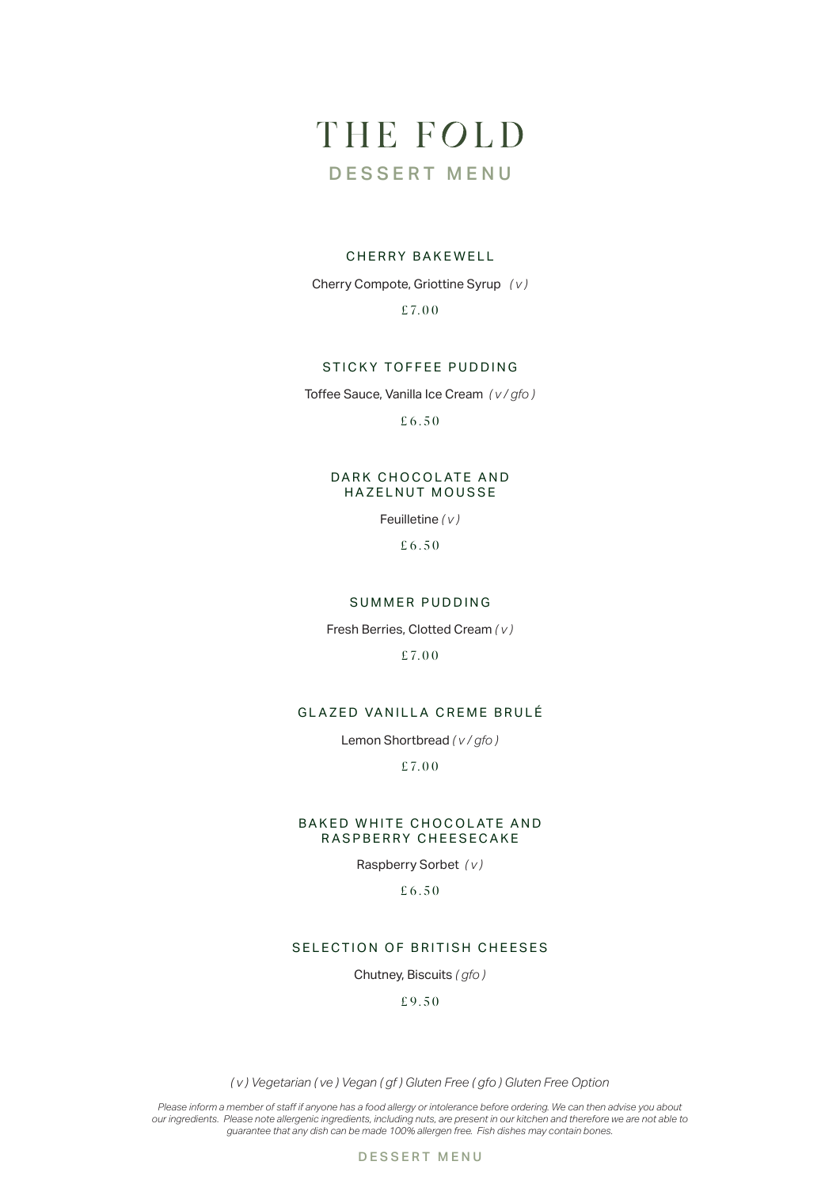# THE FOLD

## DESSERT MENU

### CHERRY BAKEWELL

Cherry Compote, Griottine Syrup *( v )*

£7.00

### STICKY TOFFEE PUDDING

Toffee Sauce, Vanilla Ice Cream *( v / gfo )*

£6.50

### DARK CHOCOLATE AND HAZELNUT MOUSSE

Feuilletine *( v )*

£6.50

### SUMMER PUDDING

Fresh Berries, Clotted Cream *( v )*

£7.00

### GLAZED VANILLA CREME BRULÉ

Lemon Shortbread *( v / gfo )*

£7.00

### BAKED WHITE CHOCOLATE AND RASPBERRY CHEESECAKE

Raspberry Sorbet *( v )*

£6.50

### SELECTION OF BRITISH CHEESES

Chutney, Biscuits *( gfo )*

£9.50

*( v ) Vegetarian ( ve ) Vegan ( gf ) Gluten Free ( gfo ) Gluten Free Option*

*Please inform a member of staff if anyone has a food allergy or intolerance before ordering. We can then advise you about our ingredients. Please note allergenic ingredients, including nuts, are present in our kitchen and therefore we are not able to guarantee that any dish can be made 100% allergen free. Fish dishes may contain bones.*